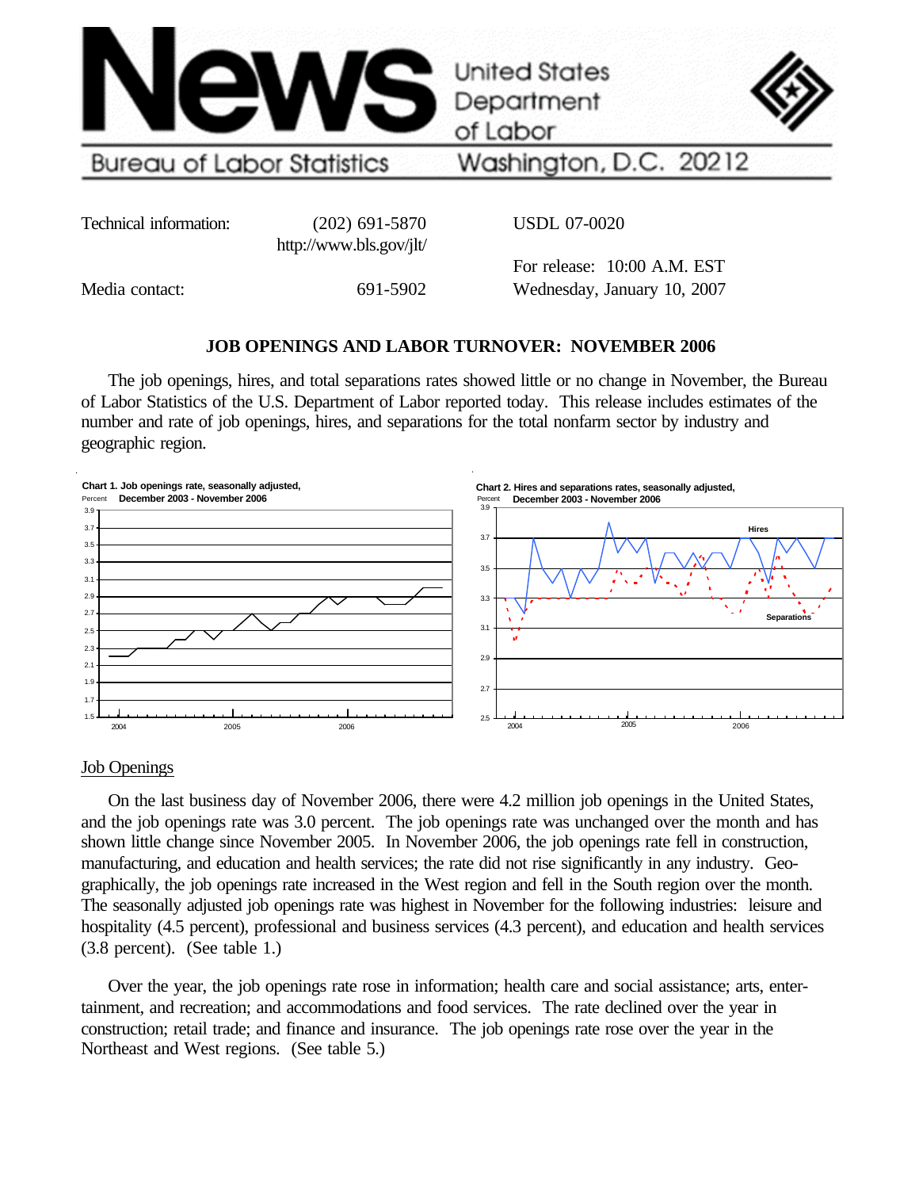# News

United States Department of Labor

Bureau of Labor Statistics — Washington, D.C. 20212

Technical information: (202) 691-5870
http://www.bls.gov/jlt/

Media contact: 691-5902

USDL 07-0020

For release: 10:00 A.M. EST
Wednesday, January 10, 2007

## JOB OPENINGS AND LABOR TURNOVER: NOVEMBER 2006

The job openings, hires, and total separations rates showed little or no change in November, the Bureau of Labor Statistics of the U.S. Department of Labor reported today. This release includes estimates of the number and rate of job openings, hires, and separations for the total nonfarm sector by industry and geographic region.

Chart 1. Job openings rate, seasonally adjusted, December 2003 - November 2006

Chart 2. Hires and separations rates, seasonally adjusted, December 2003 - November 2006

### Job Openings

On the last business day of November 2006, there were 4.2 million job openings in the United States, and the job openings rate was 3.0 percent. The job openings rate was unchanged over the month and has shown little change since November 2005. In November 2006, the job openings rate fell in construction, manufacturing, and education and health services; the rate did not rise significantly in any industry. Geographically, the job openings rate increased in the West region and fell in the South region over the month. The seasonally adjusted job openings rate was highest in November for the following industries: leisure and hospitality (4.5 percent), professional and business services (4.3 percent), and education and health services (3.8 percent). (See table 1.)

Over the year, the job openings rate rose in information; health care and social assistance; arts, entertainment, and recreation; and accommodations and food services. The rate declined over the year in construction; retail trade; and finance and insurance. The job openings rate rose over the year in the Northeast and West regions. (See table 5.)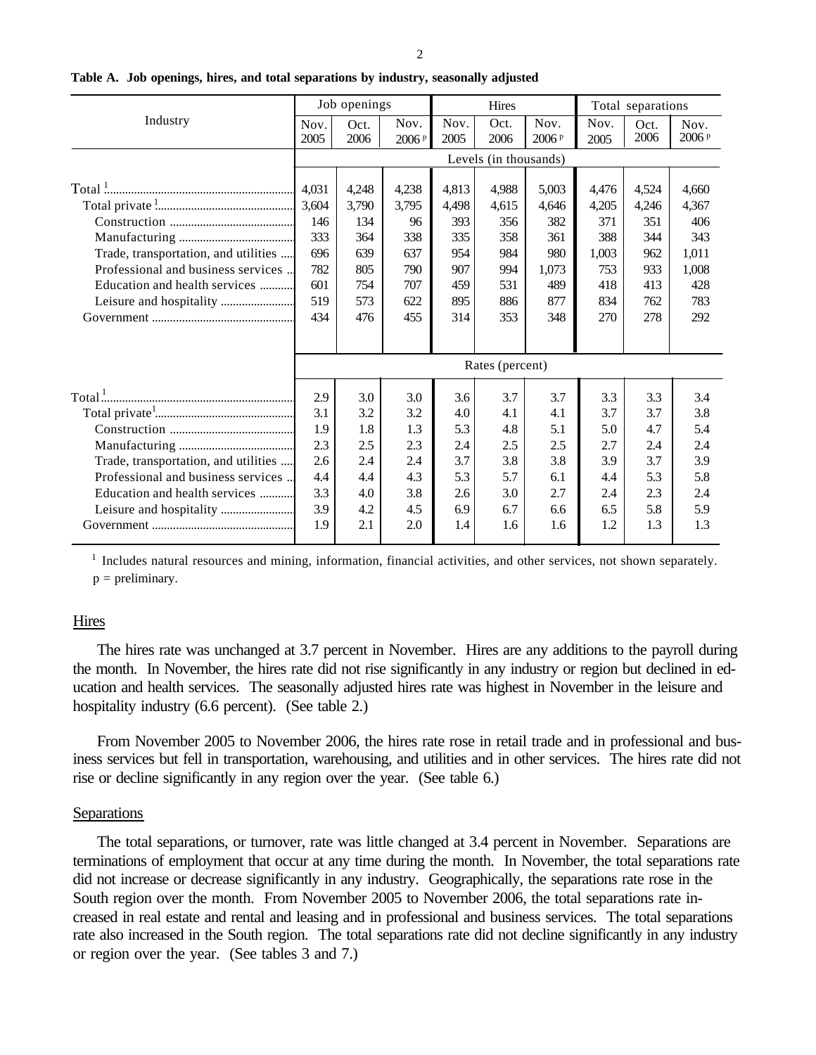**Table A. Job openings, hires, and total separations by industry, seasonally adjusted**

| Industry | Job openings | | | Hires | | | Total separations | | |
|---|---|---|---|---|---|---|---|---|---|
| | Nov. 2005 | Oct. 2006 | Nov. 2006 p | Nov. 2005 | Oct. 2006 | Nov. 2006 p | Nov. 2005 | Oct. 2006 | Nov. 2006 p |
| | Levels (in thousands) | | | | | | | | |
| Total [1] | 4,031 | 4,248 | 4,238 | 4,813 | 4,988 | 5,003 | 4,476 | 4,524 | 4,660 |
| Total private [1] | 3,604 | 3,790 | 3,795 | 4,498 | 4,615 | 4,646 | 4,205 | 4,246 | 4,367 |
| Construction | 146 | 134 | 96 | 393 | 356 | 382 | 371 | 351 | 406 |
| Manufacturing | 333 | 364 | 338 | 335 | 358 | 361 | 388 | 344 | 343 |
| Trade, transportation, and utilities | 696 | 639 | 637 | 954 | 984 | 980 | 1,003 | 962 | 1,011 |
| Professional and business services | 782 | 805 | 790 | 907 | 994 | 1,073 | 753 | 933 | 1,008 |
| Education and health services | 601 | 754 | 707 | 459 | 531 | 489 | 418 | 413 | 428 |
| Leisure and hospitality | 519 | 573 | 622 | 895 | 886 | 877 | 834 | 762 | 783 |
| Government | 434 | 476 | 455 | 314 | 353 | 348 | 270 | 278 | 292 |
| | Rates (percent) | | | | | | | | |
| Total [1] | 2.9 | 3.0 | 3.0 | 3.6 | 3.7 | 3.7 | 3.3 | 3.3 | 3.4 |
| Total private [1] | 3.1 | 3.2 | 3.2 | 4.0 | 4.1 | 4.1 | 3.7 | 3.7 | 3.8 |
| Construction | 1.9 | 1.8 | 1.3 | 5.3 | 4.8 | 5.1 | 5.0 | 4.7 | 5.4 |
| Manufacturing | 2.3 | 2.5 | 2.3 | 2.4 | 2.5 | 2.5 | 2.7 | 2.4 | 2.4 |
| Trade, transportation, and utilities | 2.6 | 2.4 | 2.4 | 3.7 | 3.8 | 3.8 | 3.9 | 3.7 | 3.9 |
| Professional and business services | 4.4 | 4.4 | 4.3 | 5.3 | 5.7 | 6.1 | 4.4 | 5.3 | 5.8 |
| Education and health services | 3.3 | 4.0 | 3.8 | 2.6 | 3.0 | 2.7 | 2.4 | 2.3 | 2.4 |
| Leisure and hospitality | 3.9 | 4.2 | 4.5 | 6.9 | 6.7 | 6.6 | 6.5 | 5.8 | 5.9 |
| Government | 1.9 | 2.1 | 2.0 | 1.4 | 1.6 | 1.6 | 1.2 | 1.3 | 1.3 |

[1] Includes natural resources and mining, information, financial activities, and other services, not shown separately.
p = preliminary.

## Hires

The hires rate was unchanged at 3.7 percent in November. Hires are any additions to the payroll during the month. In November, the hires rate did not rise significantly in any industry or region but declined in education and health services. The seasonally adjusted hires rate was highest in November in the leisure and hospitality industry (6.6 percent). (See table 2.)

From November 2005 to November 2006, the hires rate rose in retail trade and in professional and business services but fell in transportation, warehousing, and utilities and in other services. The hires rate did not rise or decline significantly in any region over the year. (See table 6.)

## Separations

The total separations, or turnover, rate was little changed at 3.4 percent in November. Separations are terminations of employment that occur at any time during the month. In November, the total separations rate did not increase or decrease significantly in any industry. Geographically, the separations rate rose in the South region over the month. From November 2005 to November 2006, the total separations rate increased in real estate and rental and leasing and in professional and business services. The total separations rate also increased in the South region. The total separations rate did not decline significantly in any industry or region over the year. (See tables 3 and 7.)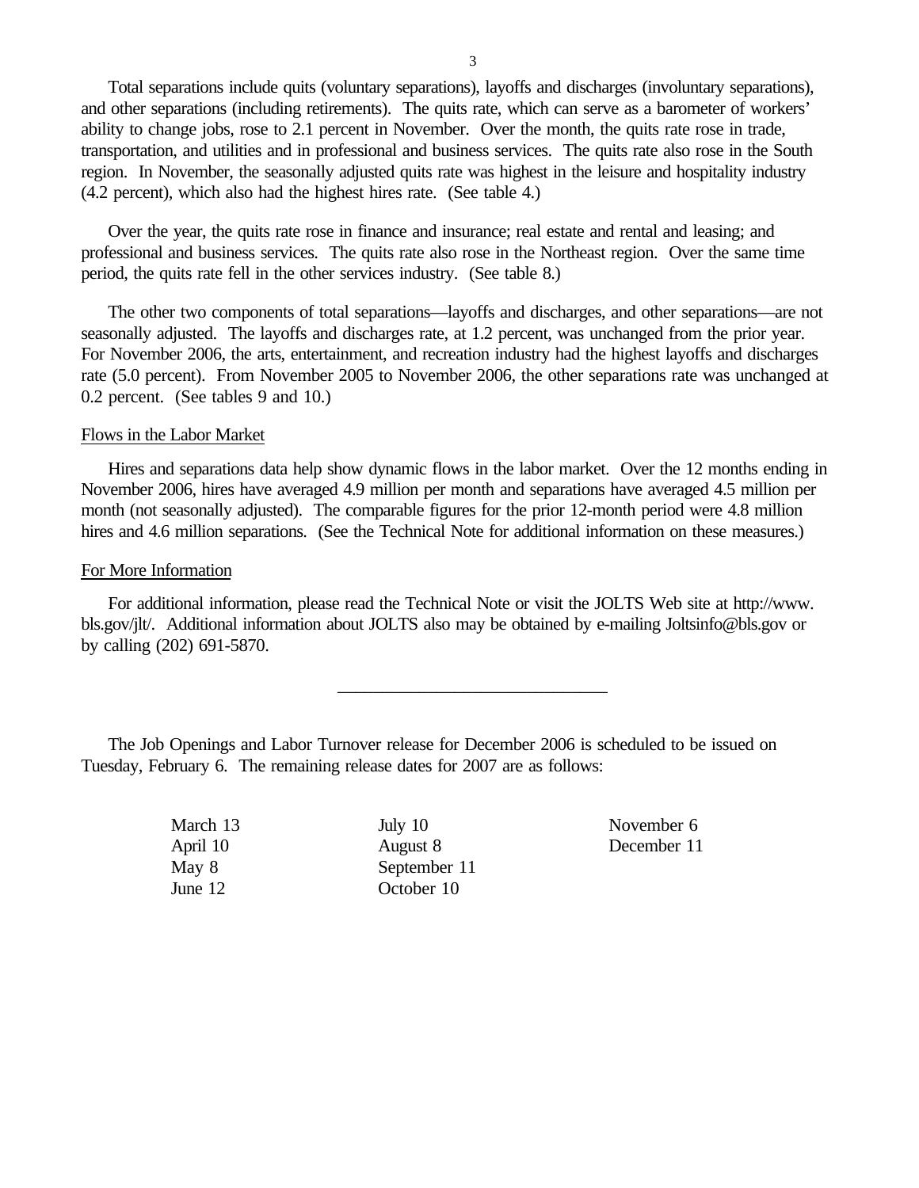Total separations include quits (voluntary separations), layoffs and discharges (involuntary separations), and other separations (including retirements). The quits rate, which can serve as a barometer of workers' ability to change jobs, rose to 2.1 percent in November. Over the month, the quits rate rose in trade, transportation, and utilities and in professional and business services. The quits rate also rose in the South region. In November, the seasonally adjusted quits rate was highest in the leisure and hospitality industry (4.2 percent), which also had the highest hires rate. (See table 4.)

Over the year, the quits rate rose in finance and insurance; real estate and rental and leasing; and professional and business services. The quits rate also rose in the Northeast region. Over the same time period, the quits rate fell in the other services industry. (See table 8.)

The other two components of total separations—layoffs and discharges, and other separations—are not seasonally adjusted. The layoffs and discharges rate, at 1.2 percent, was unchanged from the prior year. For November 2006, the arts, entertainment, and recreation industry had the highest layoffs and discharges rate (5.0 percent). From November 2005 to November 2006, the other separations rate was unchanged at 0.2 percent. (See tables 9 and 10.)

## Flows in the Labor Market

Hires and separations data help show dynamic flows in the labor market. Over the 12 months ending in November 2006, hires have averaged 4.9 million per month and separations have averaged 4.5 million per month (not seasonally adjusted). The comparable figures for the prior 12-month period were 4.8 million hires and 4.6 million separations. (See the Technical Note for additional information on these measures.)

## For More Information

For additional information, please read the Technical Note or visit the JOLTS Web site at http://www.bls.gov/jlt/. Additional information about JOLTS also may be obtained by e-mailing Joltsinfo@bls.gov or by calling (202) 691-5870.

---

The Job Openings and Labor Turnover release for December 2006 is scheduled to be issued on Tuesday, February 6. The remaining release dates for 2007 are as follows:

| | | |
|---|---|---|
| March 13 | July 10 | November 6 |
| April 10 | August 8 | December 11 |
| May 8 | September 11 | |
| June 12 | October 10 | |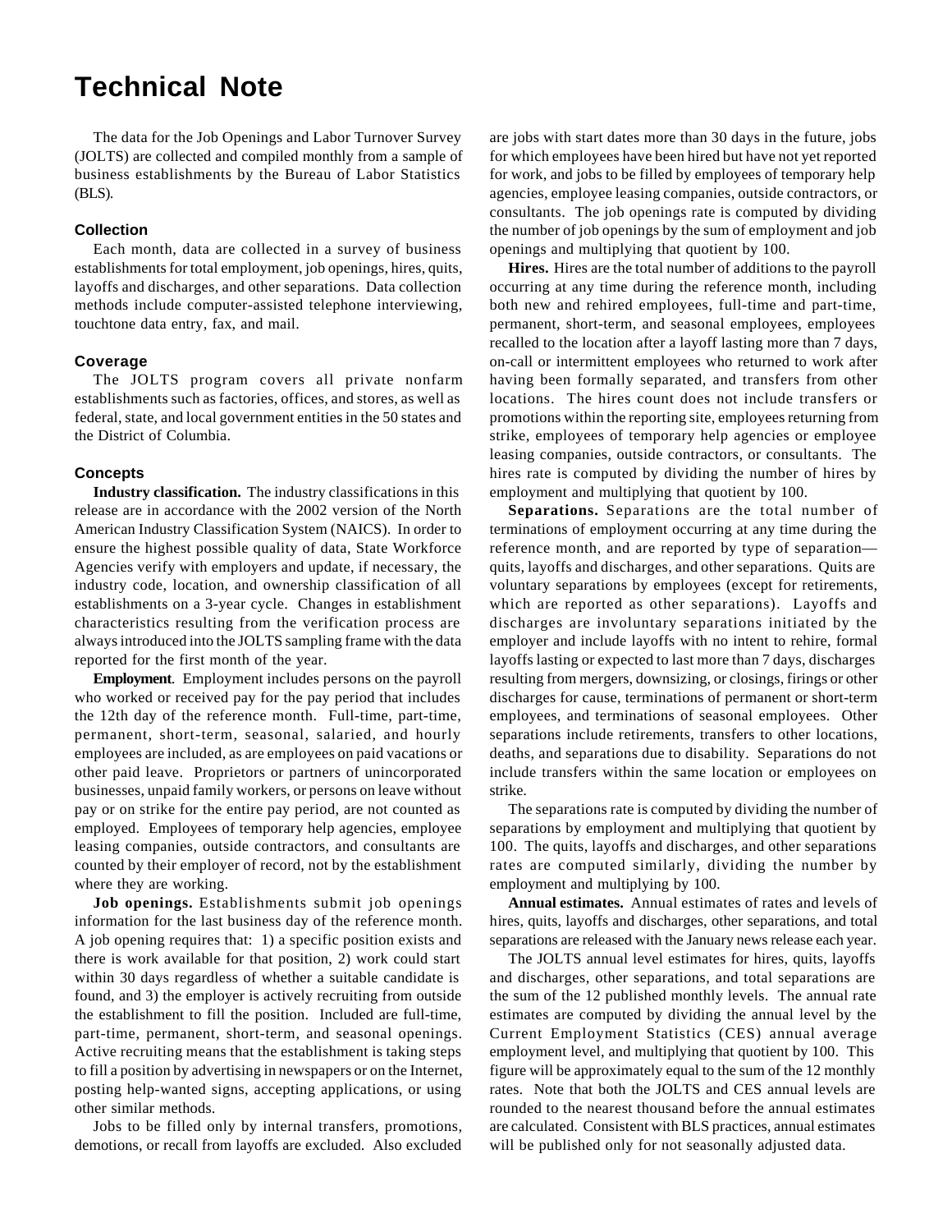# Technical Note

The data for the Job Openings and Labor Turnover Survey (JOLTS) are collected and compiled monthly from a sample of business establishments by the Bureau of Labor Statistics (BLS).

### Collection

Each month, data are collected in a survey of business establishments for total employment, job openings, hires, quits, layoffs and discharges, and other separations. Data collection methods include computer-assisted telephone interviewing, touchtone data entry, fax, and mail.

### Coverage

The JOLTS program covers all private nonfarm establishments such as factories, offices, and stores, as well as federal, state, and local government entities in the 50 states and the District of Columbia.

### Concepts

**Industry classification.** The industry classifications in this release are in accordance with the 2002 version of the North American Industry Classification System (NAICS). In order to ensure the highest possible quality of data, State Workforce Agencies verify with employers and update, if necessary, the industry code, location, and ownership classification of all establishments on a 3-year cycle. Changes in establishment characteristics resulting from the verification process are always introduced into the JOLTS sampling frame with the data reported for the first month of the year.

**Employment**. Employment includes persons on the payroll who worked or received pay for the pay period that includes the 12th day of the reference month. Full-time, part-time, permanent, short-term, seasonal, salaried, and hourly employees are included, as are employees on paid vacations or other paid leave. Proprietors or partners of unincorporated businesses, unpaid family workers, or persons on leave without pay or on strike for the entire pay period, are not counted as employed. Employees of temporary help agencies, employee leasing companies, outside contractors, and consultants are counted by their employer of record, not by the establishment where they are working.

**Job openings.** Establishments submit job openings information for the last business day of the reference month. A job opening requires that: 1) a specific position exists and there is work available for that position, 2) work could start within 30 days regardless of whether a suitable candidate is found, and 3) the employer is actively recruiting from outside the establishment to fill the position. Included are full-time, part-time, permanent, short-term, and seasonal openings. Active recruiting means that the establishment is taking steps to fill a position by advertising in newspapers or on the Internet, posting help-wanted signs, accepting applications, or using other similar methods.

Jobs to be filled only by internal transfers, promotions, demotions, or recall from layoffs are excluded. Also excluded are jobs with start dates more than 30 days in the future, jobs for which employees have been hired but have not yet reported for work, and jobs to be filled by employees of temporary help agencies, employee leasing companies, outside contractors, or consultants. The job openings rate is computed by dividing the number of job openings by the sum of employment and job openings and multiplying that quotient by 100.

**Hires.** Hires are the total number of additions to the payroll occurring at any time during the reference month, including both new and rehired employees, full-time and part-time, permanent, short-term, and seasonal employees, employees recalled to the location after a layoff lasting more than 7 days, on-call or intermittent employees who returned to work after having been formally separated, and transfers from other locations. The hires count does not include transfers or promotions within the reporting site, employees returning from strike, employees of temporary help agencies or employee leasing companies, outside contractors, or consultants. The hires rate is computed by dividing the number of hires by employment and multiplying that quotient by 100.

**Separations.** Separations are the total number of terminations of employment occurring at any time during the reference month, and are reported by type of separation—quits, layoffs and discharges, and other separations. Quits are voluntary separations by employees (except for retirements, which are reported as other separations). Layoffs and discharges are involuntary separations initiated by the employer and include layoffs with no intent to rehire, formal layoffs lasting or expected to last more than 7 days, discharges resulting from mergers, downsizing, or closings, firings or other discharges for cause, terminations of permanent or short-term employees, and terminations of seasonal employees. Other separations include retirements, transfers to other locations, deaths, and separations due to disability. Separations do not include transfers within the same location or employees on strike.

The separations rate is computed by dividing the number of separations by employment and multiplying that quotient by 100. The quits, layoffs and discharges, and other separations rates are computed similarly, dividing the number by employment and multiplying by 100.

**Annual estimates.** Annual estimates of rates and levels of hires, quits, layoffs and discharges, other separations, and total separations are released with the January news release each year.

The JOLTS annual level estimates for hires, quits, layoffs and discharges, other separations, and total separations are the sum of the 12 published monthly levels. The annual rate estimates are computed by dividing the annual level by the Current Employment Statistics (CES) annual average employment level, and multiplying that quotient by 100. This figure will be approximately equal to the sum of the 12 monthly rates. Note that both the JOLTS and CES annual levels are rounded to the nearest thousand before the annual estimates are calculated. Consistent with BLS practices, annual estimates will be published only for not seasonally adjusted data.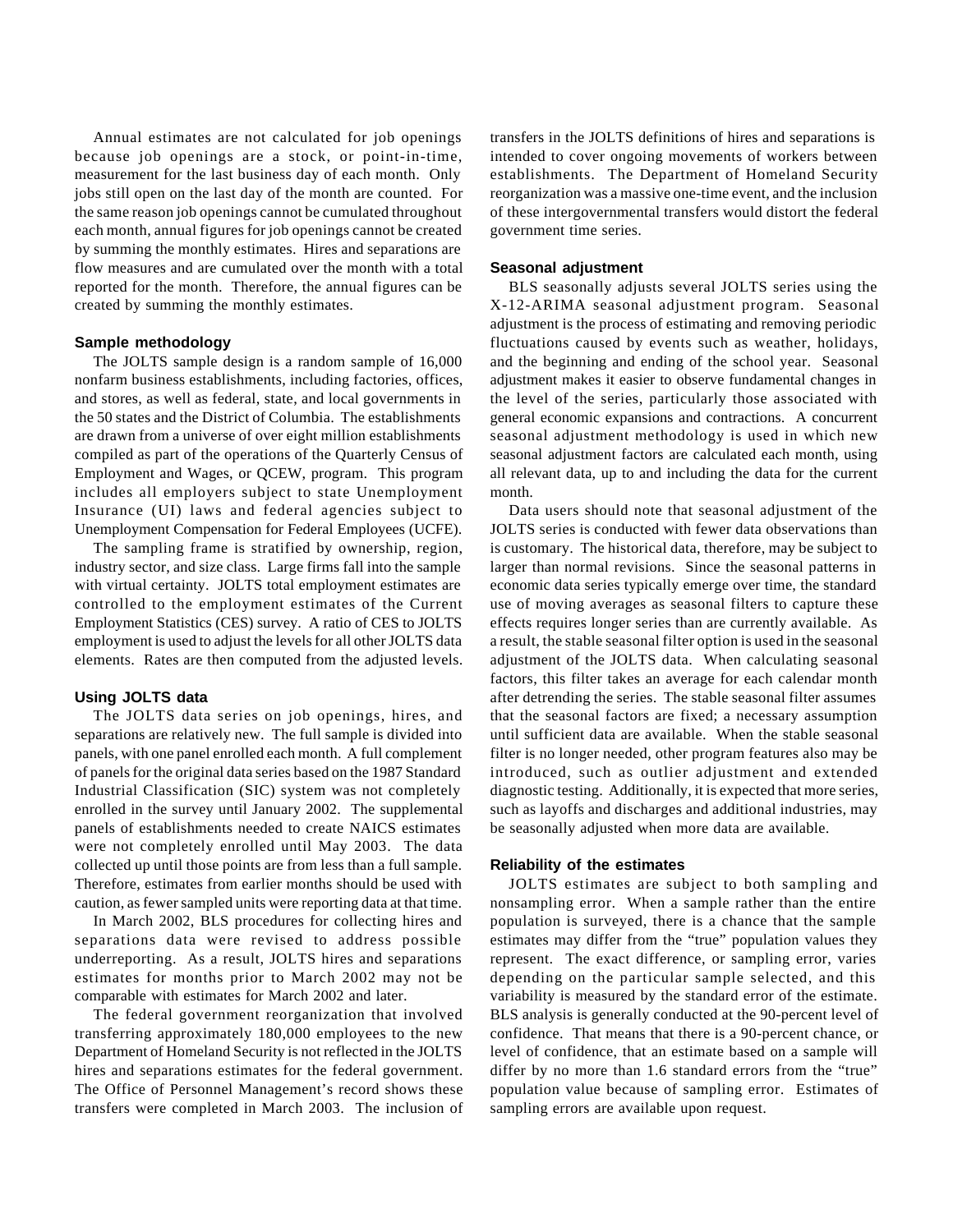Annual estimates are not calculated for job openings because job openings are a stock, or point-in-time, measurement for the last business day of each month. Only jobs still open on the last day of the month are counted. For the same reason job openings cannot be cumulated throughout each month, annual figures for job openings cannot be created by summing the monthly estimates. Hires and separations are flow measures and are cumulated over the month with a total reported for the month. Therefore, the annual figures can be created by summing the monthly estimates.

### Sample methodology

The JOLTS sample design is a random sample of 16,000 nonfarm business establishments, including factories, offices, and stores, as well as federal, state, and local governments in the 50 states and the District of Columbia. The establishments are drawn from a universe of over eight million establishments compiled as part of the operations of the Quarterly Census of Employment and Wages, or QCEW, program. This program includes all employers subject to state Unemployment Insurance (UI) laws and federal agencies subject to Unemployment Compensation for Federal Employees (UCFE).

The sampling frame is stratified by ownership, region, industry sector, and size class. Large firms fall into the sample with virtual certainty. JOLTS total employment estimates are controlled to the employment estimates of the Current Employment Statistics (CES) survey. A ratio of CES to JOLTS employment is used to adjust the levels for all other JOLTS data elements. Rates are then computed from the adjusted levels.

### Using JOLTS data

The JOLTS data series on job openings, hires, and separations are relatively new. The full sample is divided into panels, with one panel enrolled each month. A full complement of panels for the original data series based on the 1987 Standard Industrial Classification (SIC) system was not completely enrolled in the survey until January 2002. The supplemental panels of establishments needed to create NAICS estimates were not completely enrolled until May 2003. The data collected up until those points are from less than a full sample. Therefore, estimates from earlier months should be used with caution, as fewer sampled units were reporting data at that time.

In March 2002, BLS procedures for collecting hires and separations data were revised to address possible underreporting. As a result, JOLTS hires and separations estimates for months prior to March 2002 may not be comparable with estimates for March 2002 and later.

The federal government reorganization that involved transferring approximately 180,000 employees to the new Department of Homeland Security is not reflected in the JOLTS hires and separations estimates for the federal government. The Office of Personnel Management's record shows these transfers were completed in March 2003. The inclusion of transfers in the JOLTS definitions of hires and separations is intended to cover ongoing movements of workers between establishments. The Department of Homeland Security reorganization was a massive one-time event, and the inclusion of these intergovernmental transfers would distort the federal government time series.

### Seasonal adjustment

BLS seasonally adjusts several JOLTS series using the X-12-ARIMA seasonal adjustment program. Seasonal adjustment is the process of estimating and removing periodic fluctuations caused by events such as weather, holidays, and the beginning and ending of the school year. Seasonal adjustment makes it easier to observe fundamental changes in the level of the series, particularly those associated with general economic expansions and contractions. A concurrent seasonal adjustment methodology is used in which new seasonal adjustment factors are calculated each month, using all relevant data, up to and including the data for the current month.

Data users should note that seasonal adjustment of the JOLTS series is conducted with fewer data observations than is customary. The historical data, therefore, may be subject to larger than normal revisions. Since the seasonal patterns in economic data series typically emerge over time, the standard use of moving averages as seasonal filters to capture these effects requires longer series than are currently available. As a result, the stable seasonal filter option is used in the seasonal adjustment of the JOLTS data. When calculating seasonal factors, this filter takes an average for each calendar month after detrending the series. The stable seasonal filter assumes that the seasonal factors are fixed; a necessary assumption until sufficient data are available. When the stable seasonal filter is no longer needed, other program features also may be introduced, such as outlier adjustment and extended diagnostic testing. Additionally, it is expected that more series, such as layoffs and discharges and additional industries, may be seasonally adjusted when more data are available.

### Reliability of the estimates

JOLTS estimates are subject to both sampling and nonsampling error. When a sample rather than the entire population is surveyed, there is a chance that the sample estimates may differ from the "true" population values they represent. The exact difference, or sampling error, varies depending on the particular sample selected, and this variability is measured by the standard error of the estimate. BLS analysis is generally conducted at the 90-percent level of confidence. That means that there is a 90-percent chance, or level of confidence, that an estimate based on a sample will differ by no more than 1.6 standard errors from the "true" population value because of sampling error. Estimates of sampling errors are available upon request.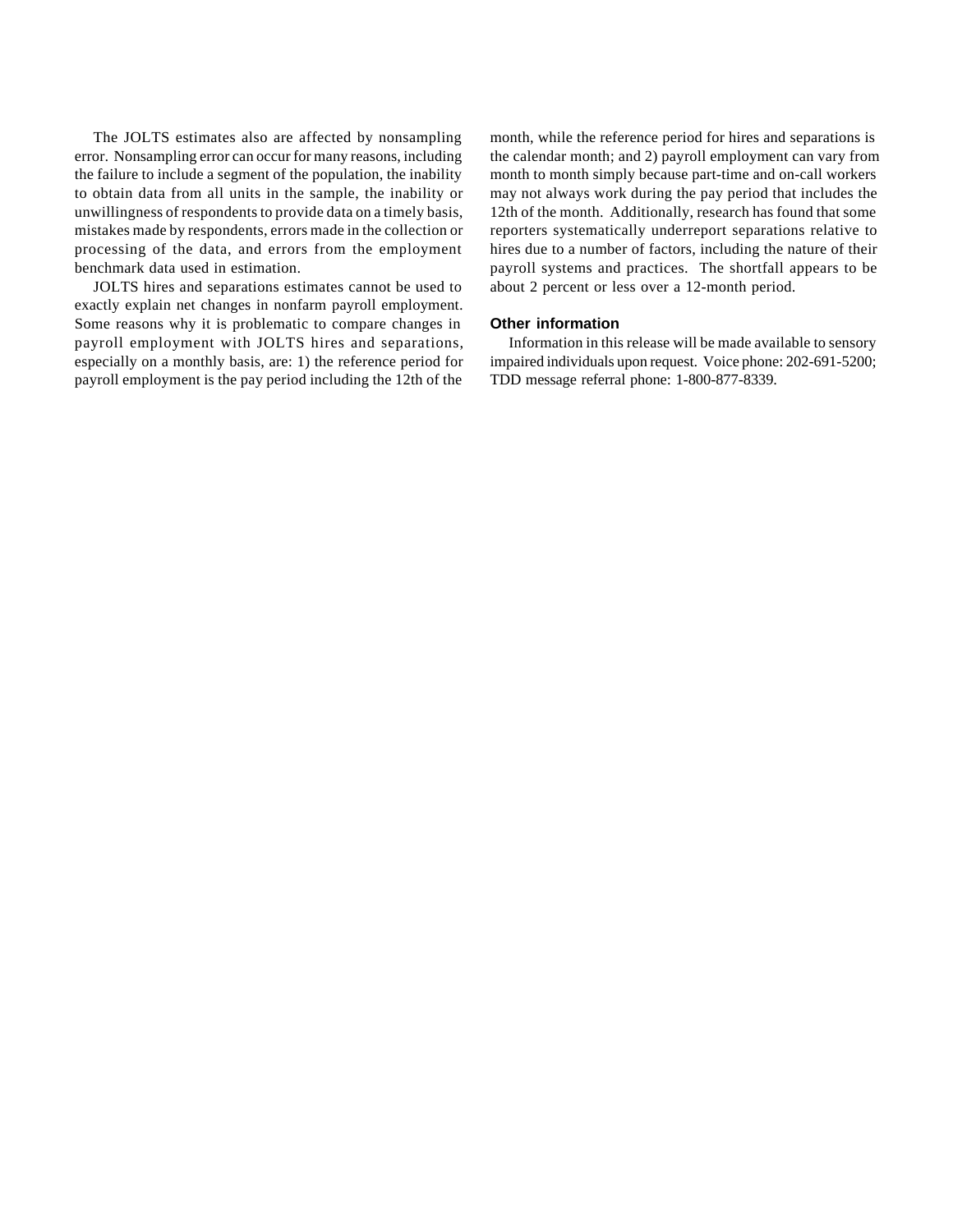The JOLTS estimates also are affected by nonsampling error. Nonsampling error can occur for many reasons, including the failure to include a segment of the population, the inability to obtain data from all units in the sample, the inability or unwillingness of respondents to provide data on a timely basis, mistakes made by respondents, errors made in the collection or processing of the data, and errors from the employment benchmark data used in estimation.

JOLTS hires and separations estimates cannot be used to exactly explain net changes in nonfarm payroll employment. Some reasons why it is problematic to compare changes in payroll employment with JOLTS hires and separations, especially on a monthly basis, are: 1) the reference period for payroll employment is the pay period including the 12th of the month, while the reference period for hires and separations is the calendar month; and 2) payroll employment can vary from month to month simply because part-time and on-call workers may not always work during the pay period that includes the 12th of the month. Additionally, research has found that some reporters systematically underreport separations relative to hires due to a number of factors, including the nature of their payroll systems and practices. The shortfall appears to be about 2 percent or less over a 12-month period.

### Other information

Information in this release will be made available to sensory impaired individuals upon request. Voice phone: 202-691-5200; TDD message referral phone: 1-800-877-8339.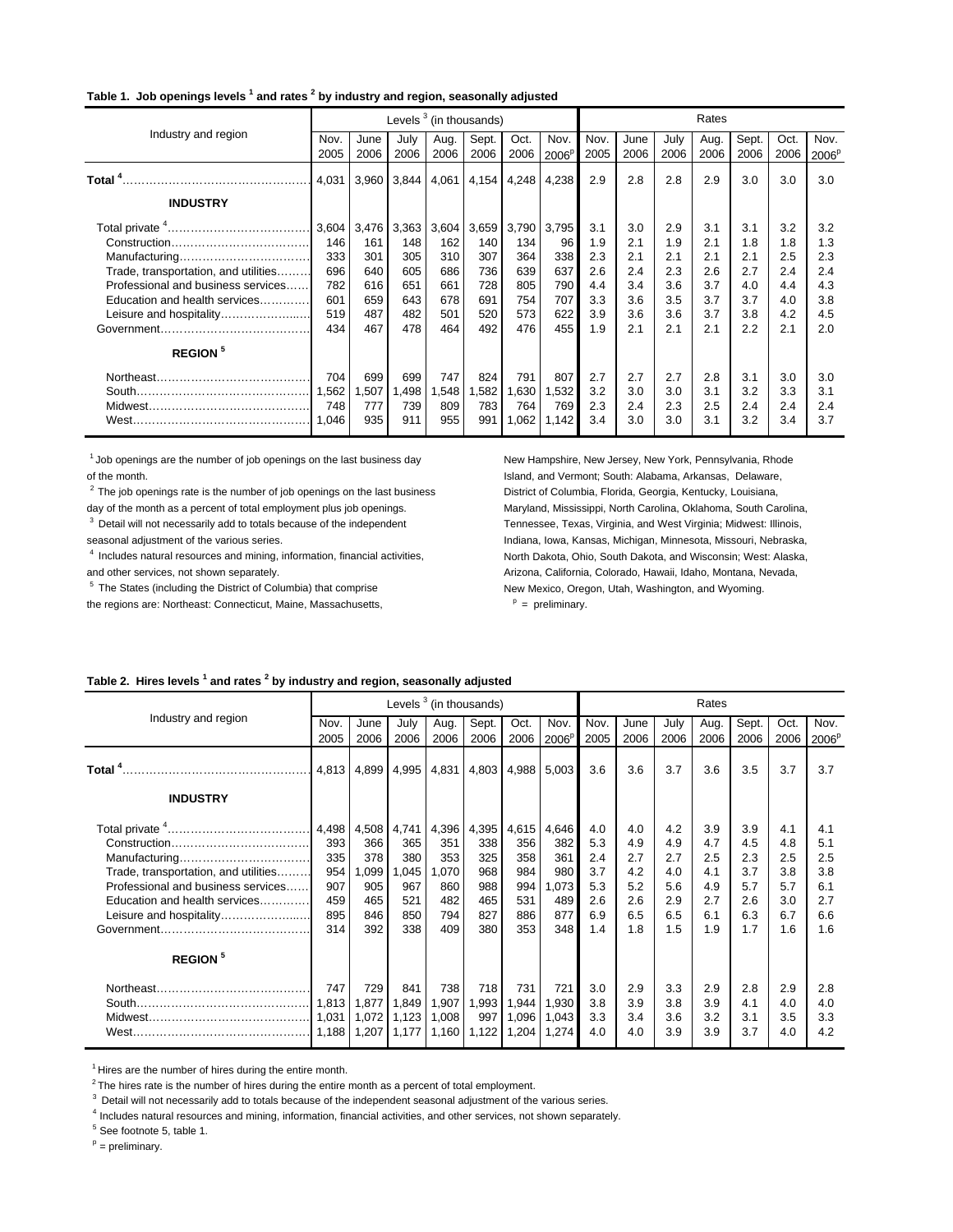**Table 1. Job openings levels [1] and rates [2] by industry and region, seasonally adjusted**

| Industry and region | Levels [3] (in thousands) | | | | | | | Rates | | | | | | |
|---|---|---|---|---|---|---|---|---|---|---|---|---|---|---|
| | Nov. 2005 | June 2006 | July 2006 | Aug. 2006 | Sept. 2006 | Oct. 2006 | Nov. 2006[p] | Nov. 2005 | June 2006 | July 2006 | Aug. 2006 | Sept. 2006 | Oct. 2006 | Nov. 2006[p] |
| **Total [4]** | 4,031 | 3,960 | 3,844 | 4,061 | 4,154 | 4,248 | 4,238 | 2.9 | 2.8 | 2.8 | 2.9 | 3.0 | 3.0 | 3.0 |
| **INDUSTRY** | | | | | | | | | | | | | | |
| Total private [4] | 3,604 | 3,476 | 3,363 | 3,604 | 3,659 | 3,790 | 3,795 | 3.1 | 3.0 | 2.9 | 3.1 | 3.1 | 3.2 | 3.2 |
| Construction | 146 | 161 | 148 | 162 | 140 | 134 | 96 | 1.9 | 2.1 | 1.9 | 2.1 | 1.8 | 1.8 | 1.3 |
| Manufacturing | 333 | 301 | 305 | 310 | 307 | 364 | 338 | 2.3 | 2.1 | 2.1 | 2.1 | 2.1 | 2.5 | 2.3 |
| Trade, transportation, and utilities | 696 | 640 | 605 | 686 | 736 | 639 | 637 | 2.6 | 2.4 | 2.3 | 2.6 | 2.7 | 2.4 | 2.4 |
| Professional and business services | 782 | 616 | 651 | 661 | 728 | 805 | 790 | 4.4 | 3.4 | 3.6 | 3.7 | 4.0 | 4.4 | 4.3 |
| Education and health services | 601 | 659 | 643 | 678 | 691 | 754 | 707 | 3.3 | 3.6 | 3.5 | 3.7 | 3.7 | 4.0 | 3.8 |
| Leisure and hospitality | 519 | 487 | 482 | 501 | 520 | 573 | 622 | 3.9 | 3.6 | 3.6 | 3.7 | 3.8 | 4.2 | 4.5 |
| Government | 434 | 467 | 478 | 464 | 492 | 476 | 455 | 1.9 | 2.1 | 2.1 | 2.1 | 2.2 | 2.1 | 2.0 |
| **REGION [5]** | | | | | | | | | | | | | | |
| Northeast | 704 | 699 | 699 | 747 | 824 | 791 | 807 | 2.7 | 2.7 | 2.7 | 2.8 | 3.1 | 3.0 | 3.0 |
| South | 1,562 | 1,507 | 1,498 | 1,548 | 1,582 | 1,630 | 1,532 | 3.2 | 3.0 | 3.0 | 3.1 | 3.2 | 3.3 | 3.1 |
| Midwest | 748 | 777 | 739 | 809 | 783 | 764 | 769 | 2.3 | 2.4 | 2.3 | 2.5 | 2.4 | 2.4 | 2.4 |
| West | 1,046 | 935 | 911 | 955 | 991 | 1,062 | 1,142 | 3.4 | 3.0 | 3.0 | 3.1 | 3.2 | 3.4 | 3.7 |

[1] Job openings are the number of job openings on the last business day of the month.

[2] The job openings rate is the number of job openings on the last business day of the month as a percent of total employment plus job openings.

[3] Detail will not necessarily add to totals because of the independent seasonal adjustment of the various series.

[4] Includes natural resources and mining, information, financial activities, and other services, not shown separately.

[5] The States (including the District of Columbia) that comprise the regions are: Northeast: Connecticut, Maine, Massachusetts, New Hampshire, New Jersey, New York, Pennsylvania, Rhode Island, and Vermont; South: Alabama, Arkansas, Delaware, District of Columbia, Florida, Georgia, Kentucky, Louisiana, Maryland, Mississippi, North Carolina, Oklahoma, South Carolina, Tennessee, Texas, Virginia, and West Virginia; Midwest: Illinois, Indiana, Iowa, Kansas, Michigan, Minnesota, Missouri, Nebraska, North Dakota, Ohio, South Dakota, and Wisconsin; West: Alaska, Arizona, California, Colorado, Hawaii, Idaho, Montana, Nevada, New Mexico, Oregon, Utah, Washington, and Wyoming.

[p] = preliminary.

**Table 2. Hires levels [1] and rates [2] by industry and region, seasonally adjusted**

| Industry and region | Levels [3] (in thousands) | | | | | | | Rates | | | | | | |
|---|---|---|---|---|---|---|---|---|---|---|---|---|---|---|
| | Nov. 2005 | June 2006 | July 2006 | Aug. 2006 | Sept. 2006 | Oct. 2006 | Nov. 2006[p] | Nov. 2005 | June 2006 | July 2006 | Aug. 2006 | Sept. 2006 | Oct. 2006 | Nov. 2006[p] |
| **Total [4]** | 4,813 | 4,899 | 4,995 | 4,831 | 4,803 | 4,988 | 5,003 | 3.6 | 3.6 | 3.7 | 3.6 | 3.5 | 3.7 | 3.7 |
| **INDUSTRY** | | | | | | | | | | | | | | |
| Total private [4] | 4,498 | 4,508 | 4,741 | 4,396 | 4,395 | 4,615 | 4,646 | 4.0 | 4.0 | 4.2 | 3.9 | 3.9 | 4.1 | 4.1 |
| Construction | 393 | 366 | 365 | 351 | 338 | 356 | 382 | 5.3 | 4.9 | 4.9 | 4.7 | 4.5 | 4.8 | 5.1 |
| Manufacturing | 335 | 378 | 380 | 353 | 325 | 358 | 361 | 2.4 | 2.7 | 2.7 | 2.5 | 2.3 | 2.5 | 2.5 |
| Trade, transportation, and utilities | 954 | 1,099 | 1,045 | 1,070 | 968 | 984 | 980 | 3.7 | 4.2 | 4.0 | 4.1 | 3.7 | 3.8 | 3.8 |
| Professional and business services | 907 | 905 | 967 | 860 | 988 | 994 | 1,073 | 5.3 | 5.2 | 5.6 | 4.9 | 5.7 | 5.7 | 6.1 |
| Education and health services | 459 | 465 | 521 | 482 | 465 | 531 | 489 | 2.6 | 2.6 | 2.9 | 2.7 | 2.6 | 3.0 | 2.7 |
| Leisure and hospitality | 895 | 846 | 850 | 794 | 827 | 886 | 877 | 6.9 | 6.5 | 6.5 | 6.1 | 6.3 | 6.7 | 6.6 |
| Government | 314 | 392 | 338 | 409 | 380 | 353 | 348 | 1.4 | 1.8 | 1.5 | 1.9 | 1.7 | 1.6 | 1.6 |
| **REGION [5]** | | | | | | | | | | | | | | |
| Northeast | 747 | 729 | 841 | 738 | 718 | 731 | 721 | 3.0 | 2.9 | 3.3 | 2.9 | 2.8 | 2.9 | 2.8 |
| South | 1,813 | 1,877 | 1,849 | 1,907 | 1,993 | 1,944 | 1,930 | 3.8 | 3.9 | 3.8 | 3.9 | 4.1 | 4.0 | 4.0 |
| Midwest | 1,031 | 1,072 | 1,123 | 1,008 | 997 | 1,096 | 1,043 | 3.3 | 3.4 | 3.6 | 3.2 | 3.1 | 3.5 | 3.3 |
| West | 1,188 | 1,207 | 1,177 | 1,160 | 1,122 | 1,204 | 1,274 | 4.0 | 4.0 | 3.9 | 3.9 | 3.7 | 4.0 | 4.2 |

[1] Hires are the number of hires during the entire month.

[2] The hires rate is the number of hires during the entire month as a percent of total employment.

[3] Detail will not necessarily add to totals because of the independent seasonal adjustment of the various series.

[4] Includes natural resources and mining, information, financial activities, and other services, not shown separately.

[5] See footnote 5, table 1.

[p] = preliminary.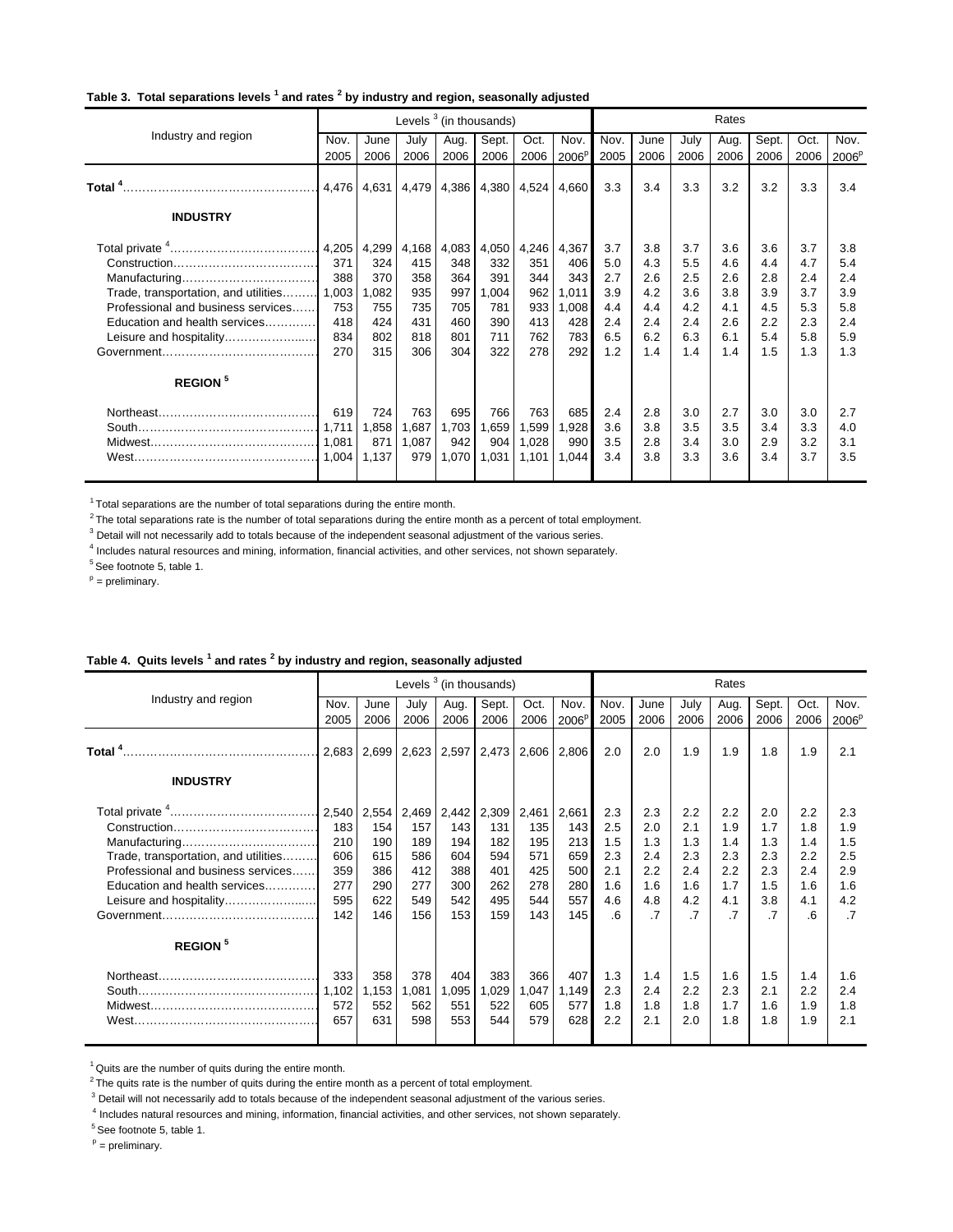**Table 3. Total separations levels [1] and rates [2] by industry and region, seasonally adjusted**

| Industry and region | Levels [3] (in thousands) | | | | | | | Rates | | | | | | |
|---|---|---|---|---|---|---|---|---|---|---|---|---|---|---|
| | Nov. 2005 | June 2006 | July 2006 | Aug. 2006 | Sept. 2006 | Oct. 2006 | Nov. 2006[p] | Nov. 2005 | June 2006 | July 2006 | Aug. 2006 | Sept. 2006 | Oct. 2006 | Nov. 2006[p] |
| **Total [4]** | 4,476 | 4,631 | 4,479 | 4,386 | 4,380 | 4,524 | 4,660 | 3.3 | 3.4 | 3.3 | 3.2 | 3.2 | 3.3 | 3.4 |
| **INDUSTRY** | | | | | | | | | | | | | | |
| Total private [4] | 4,205 | 4,299 | 4,168 | 4,083 | 4,050 | 4,246 | 4,367 | 3.7 | 3.8 | 3.7 | 3.6 | 3.6 | 3.7 | 3.8 |
| Construction | 371 | 324 | 415 | 348 | 332 | 351 | 406 | 5.0 | 4.3 | 5.5 | 4.6 | 4.4 | 4.7 | 5.4 |
| Manufacturing | 388 | 370 | 358 | 364 | 391 | 344 | 343 | 2.7 | 2.6 | 2.5 | 2.6 | 2.8 | 2.4 | 2.4 |
| Trade, transportation, and utilities | 1,003 | 1,082 | 935 | 997 | 1,004 | 962 | 1,011 | 3.9 | 4.2 | 3.6 | 3.8 | 3.9 | 3.7 | 3.9 |
| Professional and business services | 753 | 755 | 735 | 705 | 781 | 933 | 1,008 | 4.4 | 4.4 | 4.2 | 4.1 | 4.5 | 5.3 | 5.8 |
| Education and health services | 418 | 424 | 431 | 460 | 390 | 413 | 428 | 2.4 | 2.4 | 2.4 | 2.6 | 2.2 | 2.3 | 2.4 |
| Leisure and hospitality | 834 | 802 | 818 | 801 | 711 | 762 | 783 | 6.5 | 6.2 | 6.3 | 6.1 | 5.4 | 5.8 | 5.9 |
| Government | 270 | 315 | 306 | 304 | 322 | 278 | 292 | 1.2 | 1.4 | 1.4 | 1.4 | 1.5 | 1.3 | 1.3 |
| **REGION [5]** | | | | | | | | | | | | | | |
| Northeast | 619 | 724 | 763 | 695 | 766 | 763 | 685 | 2.4 | 2.8 | 3.0 | 2.7 | 3.0 | 3.0 | 2.7 |
| South | 1,711 | 1,858 | 1,687 | 1,703 | 1,659 | 1,599 | 1,928 | 3.6 | 3.8 | 3.5 | 3.5 | 3.4 | 3.3 | 4.0 |
| Midwest | 1,081 | 871 | 1,087 | 942 | 904 | 1,028 | 990 | 3.5 | 2.8 | 3.4 | 3.0 | 2.9 | 3.2 | 3.1 |
| West | 1,004 | 1,137 | 979 | 1,070 | 1,031 | 1,101 | 1,044 | 3.4 | 3.8 | 3.3 | 3.6 | 3.4 | 3.7 | 3.5 |

[1] Total separations are the number of total separations during the entire month.

[2] The total separations rate is the number of total separations during the entire month as a percent of total employment.

[3] Detail will not necessarily add to totals because of the independent seasonal adjustment of the various series.

[4] Includes natural resources and mining, information, financial activities, and other services, not shown separately.

[5] See footnote 5, table 1.

[p] = preliminary.

**Table 4. Quits levels [1] and rates [2] by industry and region, seasonally adjusted**

| Industry and region | Levels [3] (in thousands) | | | | | | | Rates | | | | | | |
|---|---|---|---|---|---|---|---|---|---|---|---|---|---|---|
| | Nov. 2005 | June 2006 | July 2006 | Aug. 2006 | Sept. 2006 | Oct. 2006 | Nov. 2006[p] | Nov. 2005 | June 2006 | July 2006 | Aug. 2006 | Sept. 2006 | Oct. 2006 | Nov. 2006[p] |
| **Total [4]** | 2,683 | 2,699 | 2,623 | 2,597 | 2,473 | 2,606 | 2,806 | 2.0 | 2.0 | 1.9 | 1.9 | 1.8 | 1.9 | 2.1 |
| **INDUSTRY** | | | | | | | | | | | | | | |
| Total private [4] | 2,540 | 2,554 | 2,469 | 2,442 | 2,309 | 2,461 | 2,661 | 2.3 | 2.3 | 2.2 | 2.2 | 2.0 | 2.2 | 2.3 |
| Construction | 183 | 154 | 157 | 143 | 131 | 135 | 143 | 2.5 | 2.0 | 2.1 | 1.9 | 1.7 | 1.8 | 1.9 |
| Manufacturing | 210 | 190 | 189 | 194 | 182 | 195 | 213 | 1.5 | 1.3 | 1.3 | 1.4 | 1.3 | 1.4 | 1.5 |
| Trade, transportation, and utilities | 606 | 615 | 586 | 604 | 594 | 571 | 659 | 2.3 | 2.4 | 2.3 | 2.3 | 2.3 | 2.2 | 2.5 |
| Professional and business services | 359 | 386 | 412 | 388 | 401 | 425 | 500 | 2.1 | 2.2 | 2.4 | 2.2 | 2.3 | 2.4 | 2.9 |
| Education and health services | 277 | 290 | 277 | 300 | 262 | 278 | 280 | 1.6 | 1.6 | 1.6 | 1.7 | 1.5 | 1.6 | 1.6 |
| Leisure and hospitality | 595 | 622 | 549 | 542 | 495 | 544 | 557 | 4.6 | 4.8 | 4.2 | 4.1 | 3.8 | 4.1 | 4.2 |
| Government | 142 | 146 | 156 | 153 | 159 | 143 | 145 | .6 | .7 | .7 | .7 | .7 | .6 | .7 |
| **REGION [5]** | | | | | | | | | | | | | | |
| Northeast | 333 | 358 | 378 | 404 | 383 | 366 | 407 | 1.3 | 1.4 | 1.5 | 1.6 | 1.5 | 1.4 | 1.6 |
| South | 1,102 | 1,153 | 1,081 | 1,095 | 1,029 | 1,047 | 1,149 | 2.3 | 2.4 | 2.2 | 2.3 | 2.1 | 2.2 | 2.4 |
| Midwest | 572 | 552 | 562 | 551 | 522 | 605 | 577 | 1.8 | 1.8 | 1.8 | 1.7 | 1.6 | 1.9 | 1.8 |
| West | 657 | 631 | 598 | 553 | 544 | 579 | 628 | 2.2 | 2.1 | 2.0 | 1.8 | 1.8 | 1.9 | 2.1 |

[1] Quits are the number of quits during the entire month.

[2] The quits rate is the number of quits during the entire month as a percent of total employment.

[3] Detail will not necessarily add to totals because of the independent seasonal adjustment of the various series.

[4] Includes natural resources and mining, information, financial activities, and other services, not shown separately.

[5] See footnote 5, table 1.

[p] = preliminary.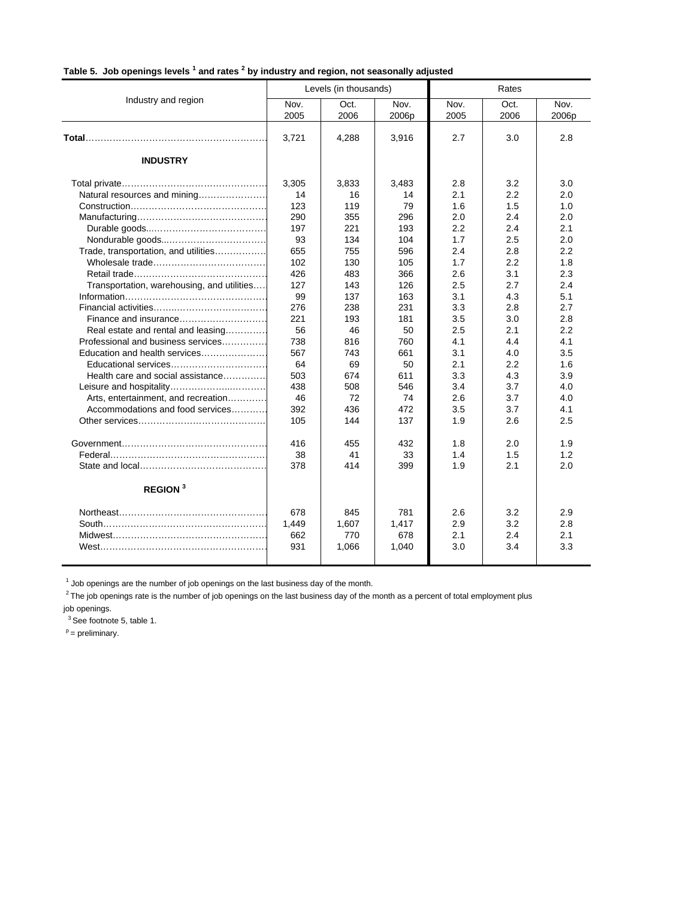**Table 5. Job openings levels [1] and rates [2] by industry and region, not seasonally adjusted**

| Industry and region | Levels (in thousands) | | | Rates | | |
|---|---|---|---|---|---|---|
| | Nov. 2005 | Oct. 2006 | Nov. 2006p | Nov. 2005 | Oct. 2006 | Nov. 2006p |
| **Total** | 3,721 | 4,288 | 3,916 | 2.7 | 3.0 | 2.8 |
| **INDUSTRY** | | | | | | |
| Total private | 3,305 | 3,833 | 3,483 | 2.8 | 3.2 | 3.0 |
| Natural resources and mining | 14 | 16 | 14 | 2.1 | 2.2 | 2.0 |
| Construction | 123 | 119 | 79 | 1.6 | 1.5 | 1.0 |
| Manufacturing | 290 | 355 | 296 | 2.0 | 2.4 | 2.0 |
| Durable goods | 197 | 221 | 193 | 2.2 | 2.4 | 2.1 |
| Nondurable goods | 93 | 134 | 104 | 1.7 | 2.5 | 2.0 |
| Trade, transportation, and utilities | 655 | 755 | 596 | 2.4 | 2.8 | 2.2 |
| Wholesale trade | 102 | 130 | 105 | 1.7 | 2.2 | 1.8 |
| Retail trade | 426 | 483 | 366 | 2.6 | 3.1 | 2.3 |
| Transportation, warehousing, and utilities | 127 | 143 | 126 | 2.5 | 2.7 | 2.4 |
| Information | 99 | 137 | 163 | 3.1 | 4.3 | 5.1 |
| Financial activities | 276 | 238 | 231 | 3.3 | 2.8 | 2.7 |
| Finance and insurance | 221 | 193 | 181 | 3.5 | 3.0 | 2.8 |
| Real estate and rental and leasing | 56 | 46 | 50 | 2.5 | 2.1 | 2.2 |
| Professional and business services | 738 | 816 | 760 | 4.1 | 4.4 | 4.1 |
| Education and health services | 567 | 743 | 661 | 3.1 | 4.0 | 3.5 |
| Educational services | 64 | 69 | 50 | 2.1 | 2.2 | 1.6 |
| Health care and social assistance | 503 | 674 | 611 | 3.3 | 4.3 | 3.9 |
| Leisure and hospitality | 438 | 508 | 546 | 3.4 | 3.7 | 4.0 |
| Arts, entertainment, and recreation | 46 | 72 | 74 | 2.6 | 3.7 | 4.0 |
| Accommodations and food services | 392 | 436 | 472 | 3.5 | 3.7 | 4.1 |
| Other services | 105 | 144 | 137 | 1.9 | 2.6 | 2.5 |
| Government | 416 | 455 | 432 | 1.8 | 2.0 | 1.9 |
| Federal | 38 | 41 | 33 | 1.4 | 1.5 | 1.2 |
| State and local | 378 | 414 | 399 | 1.9 | 2.1 | 2.0 |
| **REGION [3]** | | | | | | |
| Northeast | 678 | 845 | 781 | 2.6 | 3.2 | 2.9 |
| South | 1,449 | 1,607 | 1,417 | 2.9 | 3.2 | 2.8 |
| Midwest | 662 | 770 | 678 | 2.1 | 2.4 | 2.1 |
| West | 931 | 1,066 | 1,040 | 3.0 | 3.4 | 3.3 |

[1] Job openings are the number of job openings on the last business day of the month.

[2] The job openings rate is the number of job openings on the last business day of the month as a percent of total employment plus job openings.

[3] See footnote 5, table 1.

p = preliminary.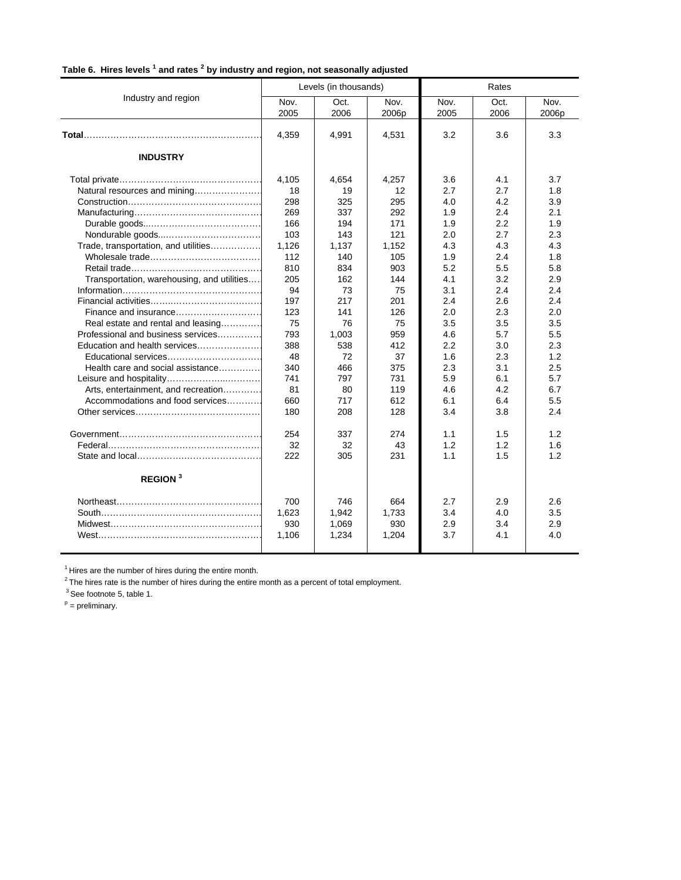**Table 6. Hires levels [1] and rates [2] by industry and region, not seasonally adjusted**

| Industry and region | Levels (in thousands) | | | Rates | | |
|---|---|---|---|---|---|---|
| | Nov. 2005 | Oct. 2006 | Nov. 2006p | Nov. 2005 | Oct. 2006 | Nov. 2006p |
| **Total** | 4,359 | 4,991 | 4,531 | 3.2 | 3.6 | 3.3 |
| **INDUSTRY** | | | | | | |
| Total private | 4,105 | 4,654 | 4,257 | 3.6 | 4.1 | 3.7 |
| Natural resources and mining | 18 | 19 | 12 | 2.7 | 2.7 | 1.8 |
| Construction | 298 | 325 | 295 | 4.0 | 4.2 | 3.9 |
| Manufacturing | 269 | 337 | 292 | 1.9 | 2.4 | 2.1 |
| Durable goods | 166 | 194 | 171 | 1.9 | 2.2 | 1.9 |
| Nondurable goods | 103 | 143 | 121 | 2.0 | 2.7 | 2.3 |
| Trade, transportation, and utilities | 1,126 | 1,137 | 1,152 | 4.3 | 4.3 | 4.3 |
| Wholesale trade | 112 | 140 | 105 | 1.9 | 2.4 | 1.8 |
| Retail trade | 810 | 834 | 903 | 5.2 | 5.5 | 5.8 |
| Transportation, warehousing, and utilities | 205 | 162 | 144 | 4.1 | 3.2 | 2.9 |
| Information | 94 | 73 | 75 | 3.1 | 2.4 | 2.4 |
| Financial activities | 197 | 217 | 201 | 2.4 | 2.6 | 2.4 |
| Finance and insurance | 123 | 141 | 126 | 2.0 | 2.3 | 2.0 |
| Real estate and rental and leasing | 75 | 76 | 75 | 3.5 | 3.5 | 3.5 |
| Professional and business services | 793 | 1,003 | 959 | 4.6 | 5.7 | 5.5 |
| Education and health services | 388 | 538 | 412 | 2.2 | 3.0 | 2.3 |
| Educational services | 48 | 72 | 37 | 1.6 | 2.3 | 1.2 |
| Health care and social assistance | 340 | 466 | 375 | 2.3 | 3.1 | 2.5 |
| Leisure and hospitality | 741 | 797 | 731 | 5.9 | 6.1 | 5.7 |
| Arts, entertainment, and recreation | 81 | 80 | 119 | 4.6 | 4.2 | 6.7 |
| Accommodations and food services | 660 | 717 | 612 | 6.1 | 6.4 | 5.5 |
| Other services | 180 | 208 | 128 | 3.4 | 3.8 | 2.4 |
| Government | 254 | 337 | 274 | 1.1 | 1.5 | 1.2 |
| Federal | 32 | 32 | 43 | 1.2 | 1.2 | 1.6 |
| State and local | 222 | 305 | 231 | 1.1 | 1.5 | 1.2 |
| **REGION [3]** | | | | | | |
| Northeast | 700 | 746 | 664 | 2.7 | 2.9 | 2.6 |
| South | 1,623 | 1,942 | 1,733 | 3.4 | 4.0 | 3.5 |
| Midwest | 930 | 1,069 | 930 | 2.9 | 3.4 | 2.9 |
| West | 1,106 | 1,234 | 1,204 | 3.7 | 4.1 | 4.0 |

[1] Hires are the number of hires during the entire month.
[2] The hires rate is the number of hires during the entire month as a percent of total employment.
[3] See footnote 5, table 1.
p = preliminary.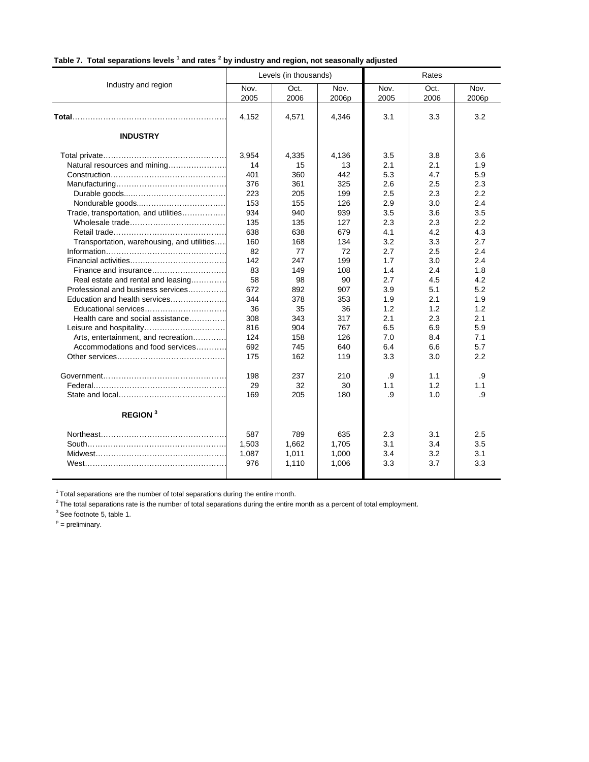**Table 7. Total separations levels [1] and rates [2] by industry and region, not seasonally adjusted**

| Industry and region | Levels (in thousands) | | | Rates | | |
|---|---|---|---|---|---|---|
| | Nov. 2005 | Oct. 2006 | Nov. 2006p | Nov. 2005 | Oct. 2006 | Nov. 2006p |
| **Total** | 4,152 | 4,571 | 4,346 | 3.1 | 3.3 | 3.2 |
| **INDUSTRY** | | | | | | |
| Total private | 3,954 | 4,335 | 4,136 | 3.5 | 3.8 | 3.6 |
| Natural resources and mining | 14 | 15 | 13 | 2.1 | 2.1 | 1.9 |
| Construction | 401 | 360 | 442 | 5.3 | 4.7 | 5.9 |
| Manufacturing | 376 | 361 | 325 | 2.6 | 2.5 | 2.3 |
| Durable goods | 223 | 205 | 199 | 2.5 | 2.3 | 2.2 |
| Nondurable goods | 153 | 155 | 126 | 2.9 | 3.0 | 2.4 |
| Trade, transportation, and utilities | 934 | 940 | 939 | 3.5 | 3.6 | 3.5 |
| Wholesale trade | 135 | 135 | 127 | 2.3 | 2.3 | 2.2 |
| Retail trade | 638 | 638 | 679 | 4.1 | 4.2 | 4.3 |
| Transportation, warehousing, and utilities | 160 | 168 | 134 | 3.2 | 3.3 | 2.7 |
| Information | 82 | 77 | 72 | 2.7 | 2.5 | 2.4 |
| Financial activities | 142 | 247 | 199 | 1.7 | 3.0 | 2.4 |
| Finance and insurance | 83 | 149 | 108 | 1.4 | 2.4 | 1.8 |
| Real estate and rental and leasing | 58 | 98 | 90 | 2.7 | 4.5 | 4.2 |
| Professional and business services | 672 | 892 | 907 | 3.9 | 5.1 | 5.2 |
| Education and health services | 344 | 378 | 353 | 1.9 | 2.1 | 1.9 |
| Educational services | 36 | 35 | 36 | 1.2 | 1.2 | 1.2 |
| Health care and social assistance | 308 | 343 | 317 | 2.1 | 2.3 | 2.1 |
| Leisure and hospitality | 816 | 904 | 767 | 6.5 | 6.9 | 5.9 |
| Arts, entertainment, and recreation | 124 | 158 | 126 | 7.0 | 8.4 | 7.1 |
| Accommodations and food services | 692 | 745 | 640 | 6.4 | 6.6 | 5.7 |
| Other services | 175 | 162 | 119 | 3.3 | 3.0 | 2.2 |
| Government | 198 | 237 | 210 | .9 | 1.1 | .9 |
| Federal | 29 | 32 | 30 | 1.1 | 1.2 | 1.1 |
| State and local | 169 | 205 | 180 | .9 | 1.0 | .9 |
| **REGION [3]** | | | | | | |
| Northeast | 587 | 789 | 635 | 2.3 | 3.1 | 2.5 |
| South | 1,503 | 1,662 | 1,705 | 3.1 | 3.4 | 3.5 |
| Midwest | 1,087 | 1,011 | 1,000 | 3.4 | 3.2 | 3.1 |
| West | 976 | 1,110 | 1,006 | 3.3 | 3.7 | 3.3 |

[1] Total separations are the number of total separations during the entire month.

[2] The total separations rate is the number of total separations during the entire month as a percent of total employment.

[3] See footnote 5, table 1.

[p] = preliminary.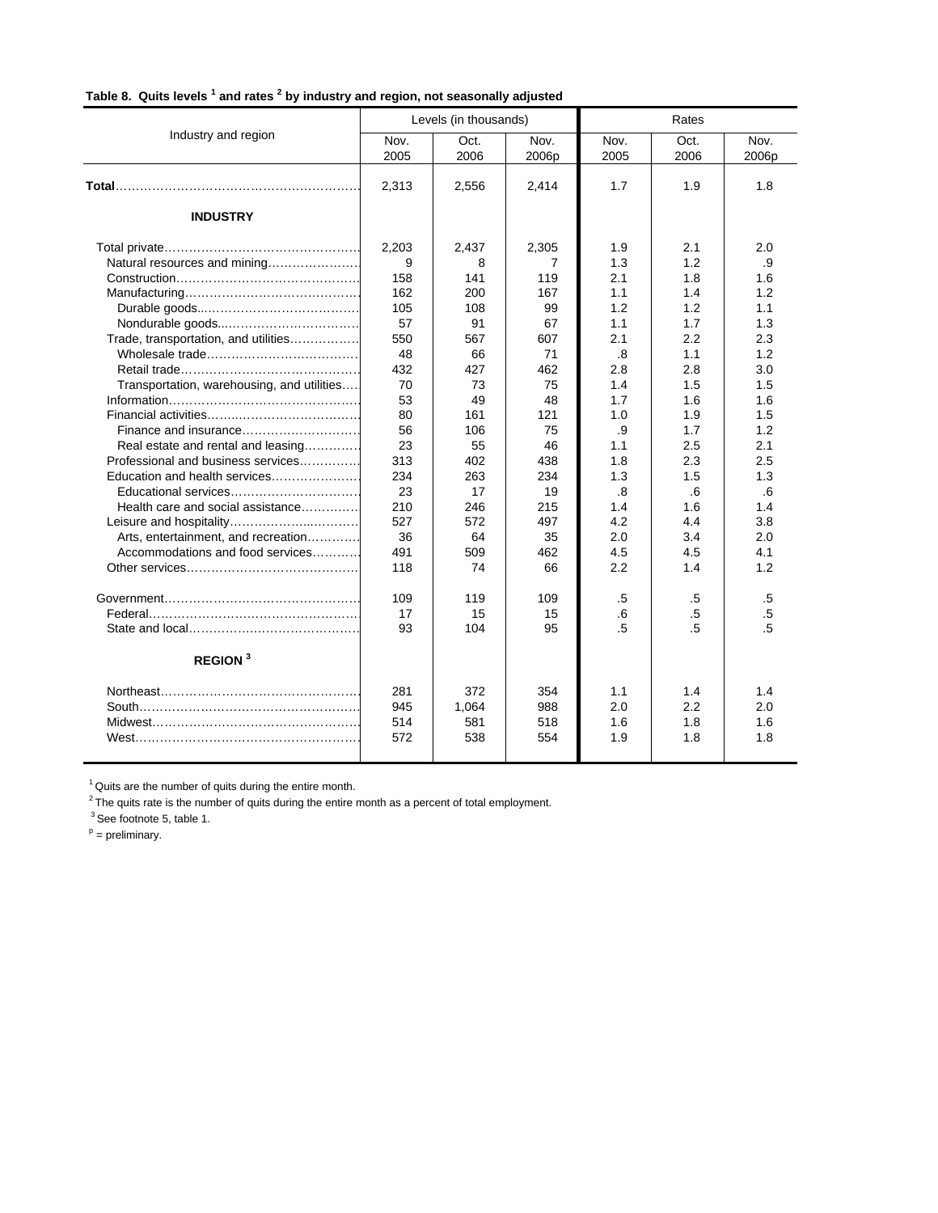**Table 8. Quits levels [1] and rates [2] by industry and region, not seasonally adjusted**

| Industry and region | Levels (in thousands) | | | Rates | | |
|---|---|---|---|---|---|---|
| | Nov. 2005 | Oct. 2006 | Nov. 2006p | Nov. 2005 | Oct. 2006 | Nov. 2006p |
| **Total** | 2,313 | 2,556 | 2,414 | 1.7 | 1.9 | 1.8 |
| **INDUSTRY** | | | | | | |
| Total private | 2,203 | 2,437 | 2,305 | 1.9 | 2.1 | 2.0 |
| Natural resources and mining | 9 | 8 | 7 | 1.3 | 1.2 | .9 |
| Construction | 158 | 141 | 119 | 2.1 | 1.8 | 1.6 |
| Manufacturing | 162 | 200 | 167 | 1.1 | 1.4 | 1.2 |
| Durable goods | 105 | 108 | 99 | 1.2 | 1.2 | 1.1 |
| Nondurable goods | 57 | 91 | 67 | 1.1 | 1.7 | 1.3 |
| Trade, transportation, and utilities | 550 | 567 | 607 | 2.1 | 2.2 | 2.3 |
| Wholesale trade | 48 | 66 | 71 | .8 | 1.1 | 1.2 |
| Retail trade | 432 | 427 | 462 | 2.8 | 2.8 | 3.0 |
| Transportation, warehousing, and utilities | 70 | 73 | 75 | 1.4 | 1.5 | 1.5 |
| Information | 53 | 49 | 48 | 1.7 | 1.6 | 1.6 |
| Financial activities | 80 | 161 | 121 | 1.0 | 1.9 | 1.5 |
| Finance and insurance | 56 | 106 | 75 | .9 | 1.7 | 1.2 |
| Real estate and rental and leasing | 23 | 55 | 46 | 1.1 | 2.5 | 2.1 |
| Professional and business services | 313 | 402 | 438 | 1.8 | 2.3 | 2.5 |
| Education and health services | 234 | 263 | 234 | 1.3 | 1.5 | 1.3 |
| Educational services | 23 | 17 | 19 | .8 | .6 | .6 |
| Health care and social assistance | 210 | 246 | 215 | 1.4 | 1.6 | 1.4 |
| Leisure and hospitality | 527 | 572 | 497 | 4.2 | 4.4 | 3.8 |
| Arts, entertainment, and recreation | 36 | 64 | 35 | 2.0 | 3.4 | 2.0 |
| Accommodations and food services | 491 | 509 | 462 | 4.5 | 4.5 | 4.1 |
| Other services | 118 | 74 | 66 | 2.2 | 1.4 | 1.2 |
| Government | 109 | 119 | 109 | .5 | .5 | .5 |
| Federal | 17 | 15 | 15 | .6 | .5 | .5 |
| State and local | 93 | 104 | 95 | .5 | .5 | .5 |
| **REGION [3]** | | | | | | |
| Northeast | 281 | 372 | 354 | 1.1 | 1.4 | 1.4 |
| South | 945 | 1,064 | 988 | 2.0 | 2.2 | 2.0 |
| Midwest | 514 | 581 | 518 | 1.6 | 1.8 | 1.6 |
| West | 572 | 538 | 554 | 1.9 | 1.8 | 1.8 |

[1] Quits are the number of quits during the entire month.

[2] The quits rate is the number of quits during the entire month as a percent of total employment.

[3] See footnote 5, table 1.

p = preliminary.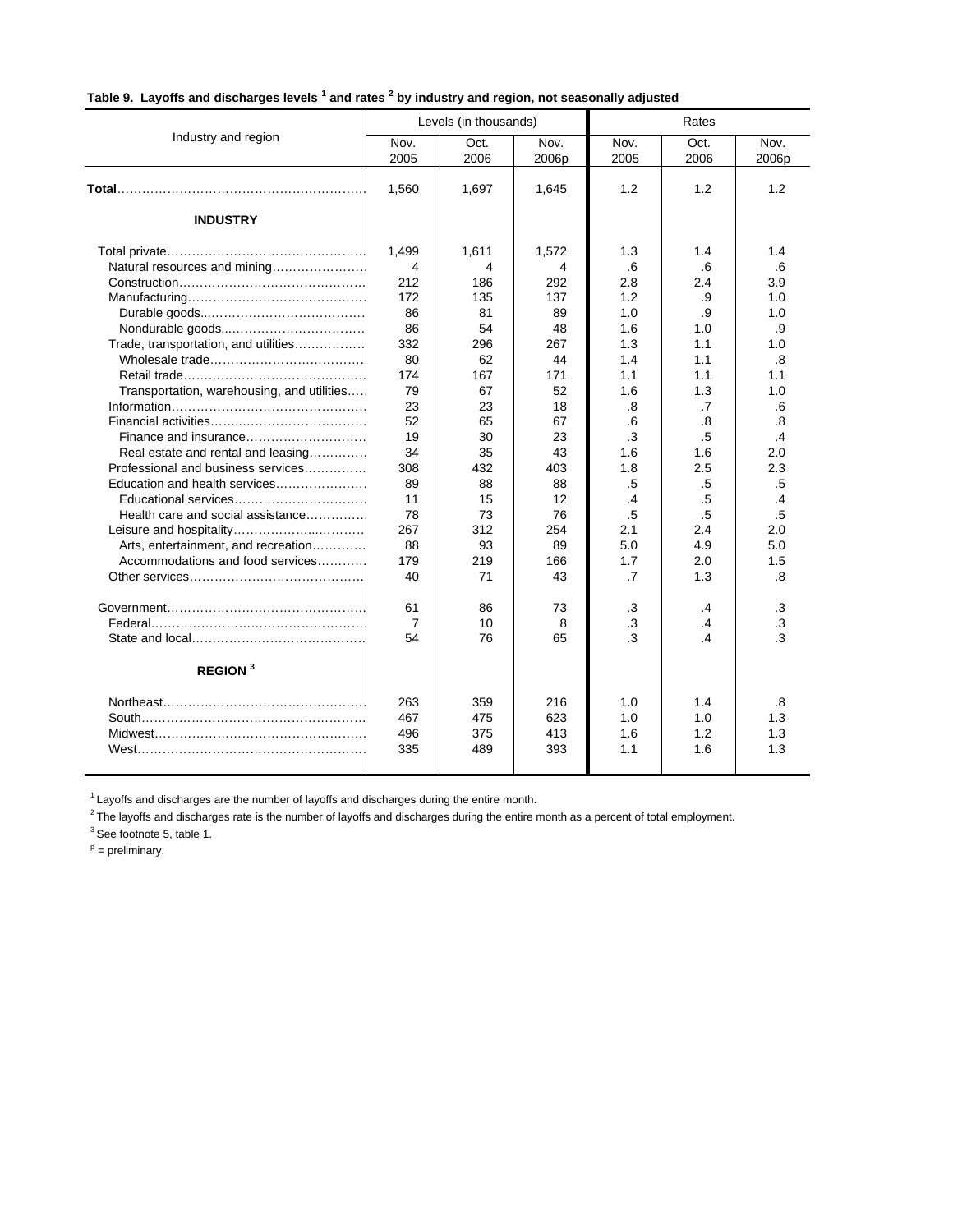**Table 9. Layoffs and discharges levels [1] and rates [2] by industry and region, not seasonally adjusted**

| Industry and region | Levels (in thousands) | | | Rates | | |
|---|---|---|---|---|---|---|
| | Nov. 2005 | Oct. 2006 | Nov. 2006p | Nov. 2005 | Oct. 2006 | Nov. 2006p |
| **Total** | 1,560 | 1,697 | 1,645 | 1.2 | 1.2 | 1.2 |
| **INDUSTRY** | | | | | | |
| Total private | 1,499 | 1,611 | 1,572 | 1.3 | 1.4 | 1.4 |
| Natural resources and mining | 4 | 4 | 4 | .6 | .6 | .6 |
| Construction | 212 | 186 | 292 | 2.8 | 2.4 | 3.9 |
| Manufacturing | 172 | 135 | 137 | 1.2 | .9 | 1.0 |
| Durable goods | 86 | 81 | 89 | 1.0 | .9 | 1.0 |
| Nondurable goods | 86 | 54 | 48 | 1.6 | 1.0 | .9 |
| Trade, transportation, and utilities | 332 | 296 | 267 | 1.3 | 1.1 | 1.0 |
| Wholesale trade | 80 | 62 | 44 | 1.4 | 1.1 | .8 |
| Retail trade | 174 | 167 | 171 | 1.1 | 1.1 | 1.1 |
| Transportation, warehousing, and utilities | 79 | 67 | 52 | 1.6 | 1.3 | 1.0 |
| Information | 23 | 23 | 18 | .8 | .7 | .6 |
| Financial activities | 52 | 65 | 67 | .6 | .8 | .8 |
| Finance and insurance | 19 | 30 | 23 | .3 | .5 | .4 |
| Real estate and rental and leasing | 34 | 35 | 43 | 1.6 | 1.6 | 2.0 |
| Professional and business services | 308 | 432 | 403 | 1.8 | 2.5 | 2.3 |
| Education and health services | 89 | 88 | 88 | .5 | .5 | .5 |
| Educational services | 11 | 15 | 12 | .4 | .5 | .4 |
| Health care and social assistance | 78 | 73 | 76 | .5 | .5 | .5 |
| Leisure and hospitality | 267 | 312 | 254 | 2.1 | 2.4 | 2.0 |
| Arts, entertainment, and recreation | 88 | 93 | 89 | 5.0 | 4.9 | 5.0 |
| Accommodations and food services | 179 | 219 | 166 | 1.7 | 2.0 | 1.5 |
| Other services | 40 | 71 | 43 | .7 | 1.3 | .8 |
| Government | 61 | 86 | 73 | .3 | .4 | .3 |
| Federal | 7 | 10 | 8 | .3 | .4 | .3 |
| State and local | 54 | 76 | 65 | .3 | .4 | .3 |
| **REGION [3]** | | | | | | |
| Northeast | 263 | 359 | 216 | 1.0 | 1.4 | .8 |
| South | 467 | 475 | 623 | 1.0 | 1.0 | 1.3 |
| Midwest | 496 | 375 | 413 | 1.6 | 1.2 | 1.3 |
| West | 335 | 489 | 393 | 1.1 | 1.6 | 1.3 |

[1] Layoffs and discharges are the number of layoffs and discharges during the entire month.

[2] The layoffs and discharges rate is the number of layoffs and discharges during the entire month as a percent of total employment.

[3] See footnote 5, table 1.

p = preliminary.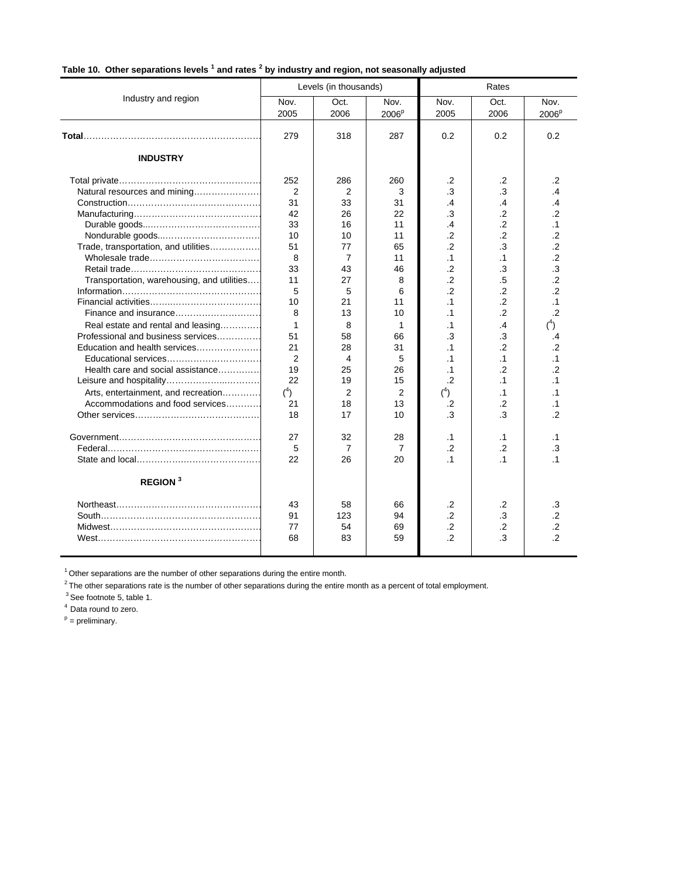**Table 10. Other separations levels [1] and rates [2] by industry and region, not seasonally adjusted**

| Industry and region | Levels (in thousands) | | | Rates | | |
|---|---|---|---|---|---|---|
| | Nov. 2005 | Oct. 2006 | Nov. 2006[p] | Nov. 2005 | Oct. 2006 | Nov. 2006[p] |
| **Total** | 279 | 318 | 287 | 0.2 | 0.2 | 0.2 |
| **INDUSTRY** | | | | | | |
| Total private | 252 | 286 | 260 | .2 | .2 | .2 |
| Natural resources and mining | 2 | 2 | 3 | .3 | .3 | .4 |
| Construction | 31 | 33 | 31 | .4 | .4 | .4 |
| Manufacturing | 42 | 26 | 22 | .3 | .2 | .2 |
| Durable goods | 33 | 16 | 11 | .4 | .2 | .1 |
| Nondurable goods | 10 | 10 | 11 | .2 | .2 | .2 |
| Trade, transportation, and utilities | 51 | 77 | 65 | .2 | .3 | .2 |
| Wholesale trade | 8 | 7 | 11 | .1 | .1 | .2 |
| Retail trade | 33 | 43 | 46 | .2 | .3 | .3 |
| Transportation, warehousing, and utilities | 11 | 27 | 8 | .2 | .5 | .2 |
| Information | 5 | 5 | 6 | .2 | .2 | .2 |
| Financial activities | 10 | 21 | 11 | .1 | .2 | .1 |
| Finance and insurance | 8 | 13 | 10 | .1 | .2 | .2 |
| Real estate and rental and leasing | 1 | 8 | 1 | .1 | .4 | (4) |
| Professional and business services | 51 | 58 | 66 | .3 | .3 | .4 |
| Education and health services | 21 | 28 | 31 | .1 | .2 | .2 |
| Educational services | 2 | 4 | 5 | .1 | .1 | .1 |
| Health care and social assistance | 19 | 25 | 26 | .1 | .2 | .2 |
| Leisure and hospitality | 22 | 19 | 15 | .2 | .1 | .1 |
| Arts, entertainment, and recreation | (4) | 2 | 2 | (4) | .1 | .1 |
| Accommodations and food services | 21 | 18 | 13 | .2 | .2 | .1 |
| Other services | 18 | 17 | 10 | .3 | .3 | .2 |
| Government | 27 | 32 | 28 | .1 | .1 | .1 |
| Federal | 5 | 7 | 7 | .2 | .2 | .3 |
| State and local | 22 | 26 | 20 | .1 | .1 | .1 |
| **REGION [3]** | | | | | | |
| Northeast | 43 | 58 | 66 | .2 | .2 | .3 |
| South | 91 | 123 | 94 | .2 | .3 | .2 |
| Midwest | 77 | 54 | 69 | .2 | .2 | .2 |
| West | 68 | 83 | 59 | .2 | .3 | .2 |

[1] Other separations are the number of other separations during the entire month.

[2] The other separations rate is the number of other separations during the entire month as a percent of total employment.

[3] See footnote 5, table 1.

[4] Data round to zero.

[p] = preliminary.